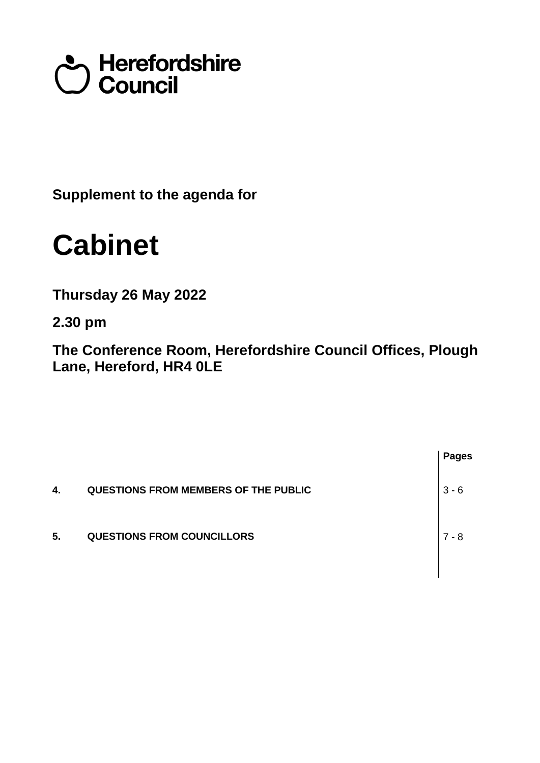Herefordshire Council

**Supplement to the agenda for**

# Cabinet

**Thursday 26 May 2022**

**2.30 pm**

**The Conference Room, Herefordshire Council Offices, Plough Lane, Hereford, HR4 0LE**

| | | Pages |
|---|---|---|
| **4.** | **QUESTIONS FROM MEMBERS OF THE PUBLIC** | 3 - 6 |
| **5.** | **QUESTIONS FROM COUNCILLORS** | 7 - 8 |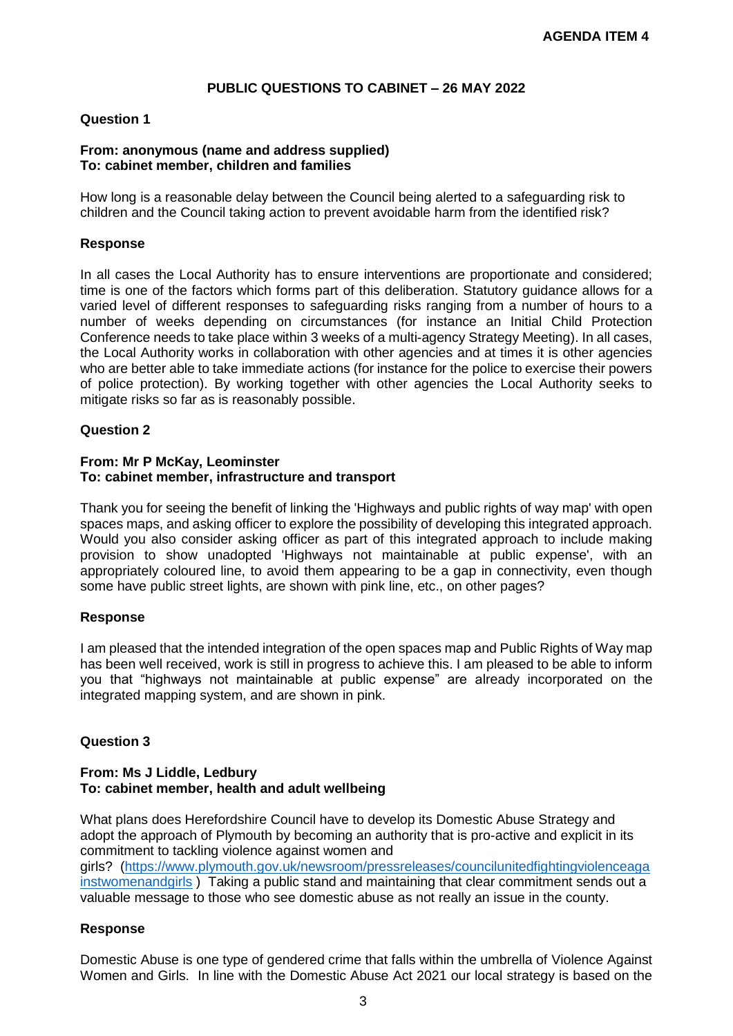**AGENDA ITEM 4**

# PUBLIC QUESTIONS TO CABINET – 26 MAY 2022

## Question 1

**From: anonymous (name and address supplied)**
**To: cabinet member, children and families**

How long is a reasonable delay between the Council being alerted to a safeguarding risk to children and the Council taking action to prevent avoidable harm from the identified risk?

### Response

In all cases the Local Authority has to ensure interventions are proportionate and considered; time is one of the factors which forms part of this deliberation. Statutory guidance allows for a varied level of different responses to safeguarding risks ranging from a number of hours to a number of weeks depending on circumstances (for instance an Initial Child Protection Conference needs to take place within 3 weeks of a multi-agency Strategy Meeting). In all cases, the Local Authority works in collaboration with other agencies and at times it is other agencies who are better able to take immediate actions (for instance for the police to exercise their powers of police protection). By working together with other agencies the Local Authority seeks to mitigate risks so far as is reasonably possible.

## Question 2

**From: Mr P McKay, Leominster**
**To: cabinet member, infrastructure and transport**

Thank you for seeing the benefit of linking the 'Highways and public rights of way map' with open spaces maps, and asking officer to explore the possibility of developing this integrated approach. Would you also consider asking officer as part of this integrated approach to include making provision to show unadopted 'Highways not maintainable at public expense', with an appropriately coloured line, to avoid them appearing to be a gap in connectivity, even though some have public street lights, are shown with pink line, etc., on other pages?

### Response

I am pleased that the intended integration of the open spaces map and Public Rights of Way map has been well received, work is still in progress to achieve this. I am pleased to be able to inform you that "highways not maintainable at public expense" are already incorporated on the integrated mapping system, and are shown in pink.

## Question 3

**From: Ms J Liddle, Ledbury**
**To: cabinet member, health and adult wellbeing**

What plans does Herefordshire Council have to develop its Domestic Abuse Strategy and adopt the approach of Plymouth by becoming an authority that is pro-active and explicit in its commitment to tackling violence against women and girls? ([https://www.plymouth.gov.uk/newsroom/pressreleases/councilunitedfightingviolenceagainstwomenandgirls](https://www.plymouth.gov.uk/newsroom/pressreleases/councilunitedfightingviolenceagainstwomenandgirls) ) Taking a public stand and maintaining that clear commitment sends out a valuable message to those who see domestic abuse as not really an issue in the county.

### Response

Domestic Abuse is one type of gendered crime that falls within the umbrella of Violence Against Women and Girls. In line with the Domestic Abuse Act 2021 our local strategy is based on the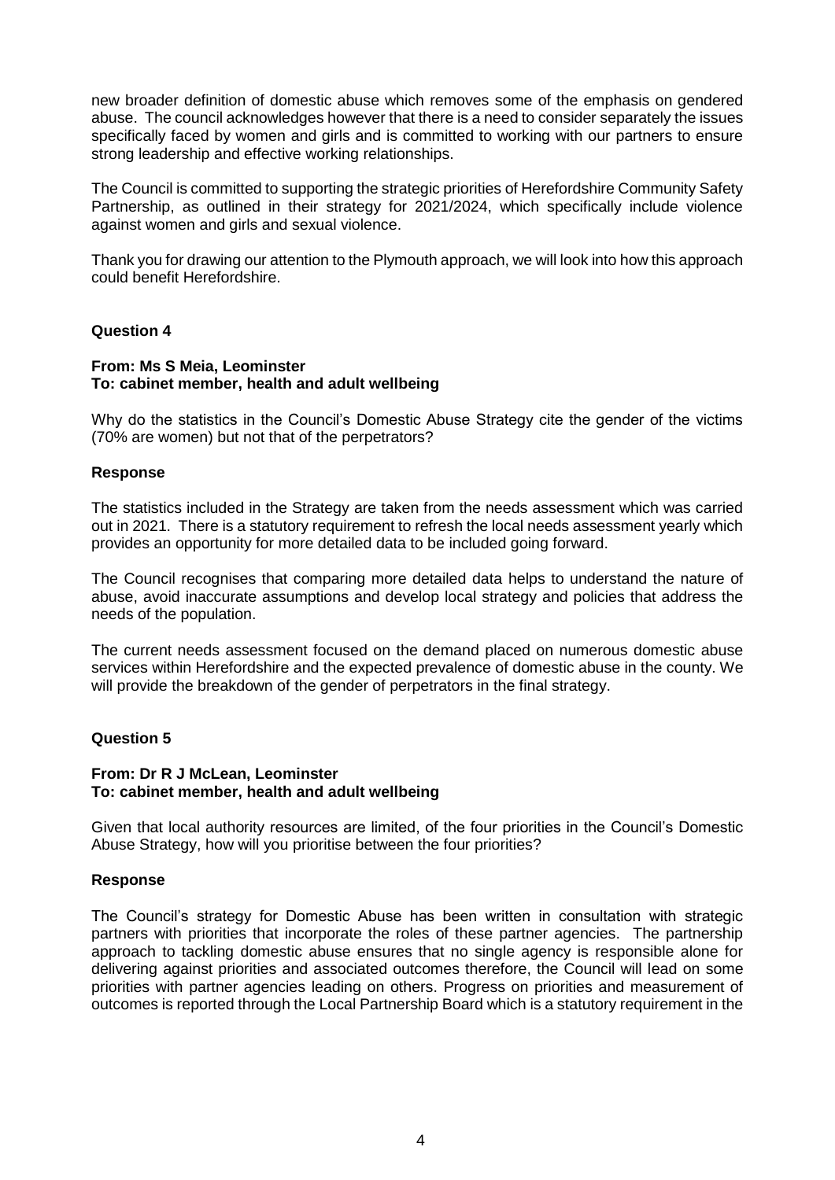new broader definition of domestic abuse which removes some of the emphasis on gendered abuse. The council acknowledges however that there is a need to consider separately the issues specifically faced by women and girls and is committed to working with our partners to ensure strong leadership and effective working relationships.

The Council is committed to supporting the strategic priorities of Herefordshire Community Safety Partnership, as outlined in their strategy for 2021/2024, which specifically include violence against women and girls and sexual violence.

Thank you for drawing our attention to the Plymouth approach, we will look into how this approach could benefit Herefordshire.

**Question 4**

**From: Ms S Meia, Leominster**
**To: cabinet member, health and adult wellbeing**

Why do the statistics in the Council's Domestic Abuse Strategy cite the gender of the victims (70% are women) but not that of the perpetrators?

**Response**

The statistics included in the Strategy are taken from the needs assessment which was carried out in 2021. There is a statutory requirement to refresh the local needs assessment yearly which provides an opportunity for more detailed data to be included going forward.

The Council recognises that comparing more detailed data helps to understand the nature of abuse, avoid inaccurate assumptions and develop local strategy and policies that address the needs of the population.

The current needs assessment focused on the demand placed on numerous domestic abuse services within Herefordshire and the expected prevalence of domestic abuse in the county. We will provide the breakdown of the gender of perpetrators in the final strategy.

**Question 5**

**From: Dr R J McLean, Leominster**
**To: cabinet member, health and adult wellbeing**

Given that local authority resources are limited, of the four priorities in the Council's Domestic Abuse Strategy, how will you prioritise between the four priorities?

**Response**

The Council's strategy for Domestic Abuse has been written in consultation with strategic partners with priorities that incorporate the roles of these partner agencies. The partnership approach to tackling domestic abuse ensures that no single agency is responsible alone for delivering against priorities and associated outcomes therefore, the Council will lead on some priorities with partner agencies leading on others. Progress on priorities and measurement of outcomes is reported through the Local Partnership Board which is a statutory requirement in the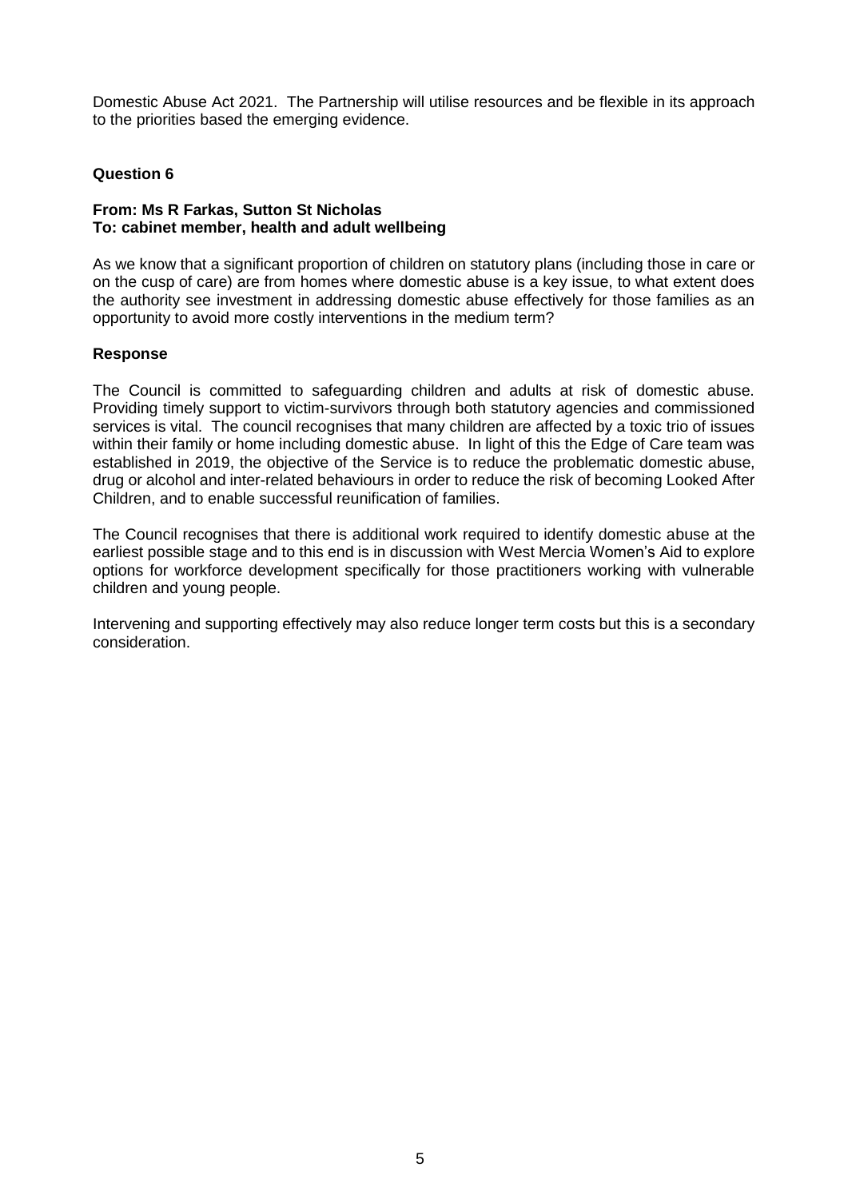Domestic Abuse Act 2021. The Partnership will utilise resources and be flexible in its approach to the priorities based the emerging evidence.

### Question 6

**From: Ms R Farkas, Sutton St Nicholas**
**To: cabinet member, health and adult wellbeing**

As we know that a significant proportion of children on statutory plans (including those in care or on the cusp of care) are from homes where domestic abuse is a key issue, to what extent does the authority see investment in addressing domestic abuse effectively for those families as an opportunity to avoid more costly interventions in the medium term?

### Response

The Council is committed to safeguarding children and adults at risk of domestic abuse. Providing timely support to victim-survivors through both statutory agencies and commissioned services is vital. The council recognises that many children are affected by a toxic trio of issues within their family or home including domestic abuse. In light of this the Edge of Care team was established in 2019, the objective of the Service is to reduce the problematic domestic abuse, drug or alcohol and inter-related behaviours in order to reduce the risk of becoming Looked After Children, and to enable successful reunification of families.

The Council recognises that there is additional work required to identify domestic abuse at the earliest possible stage and to this end is in discussion with West Mercia Women's Aid to explore options for workforce development specifically for those practitioners working with vulnerable children and young people.

Intervening and supporting effectively may also reduce longer term costs but this is a secondary consideration.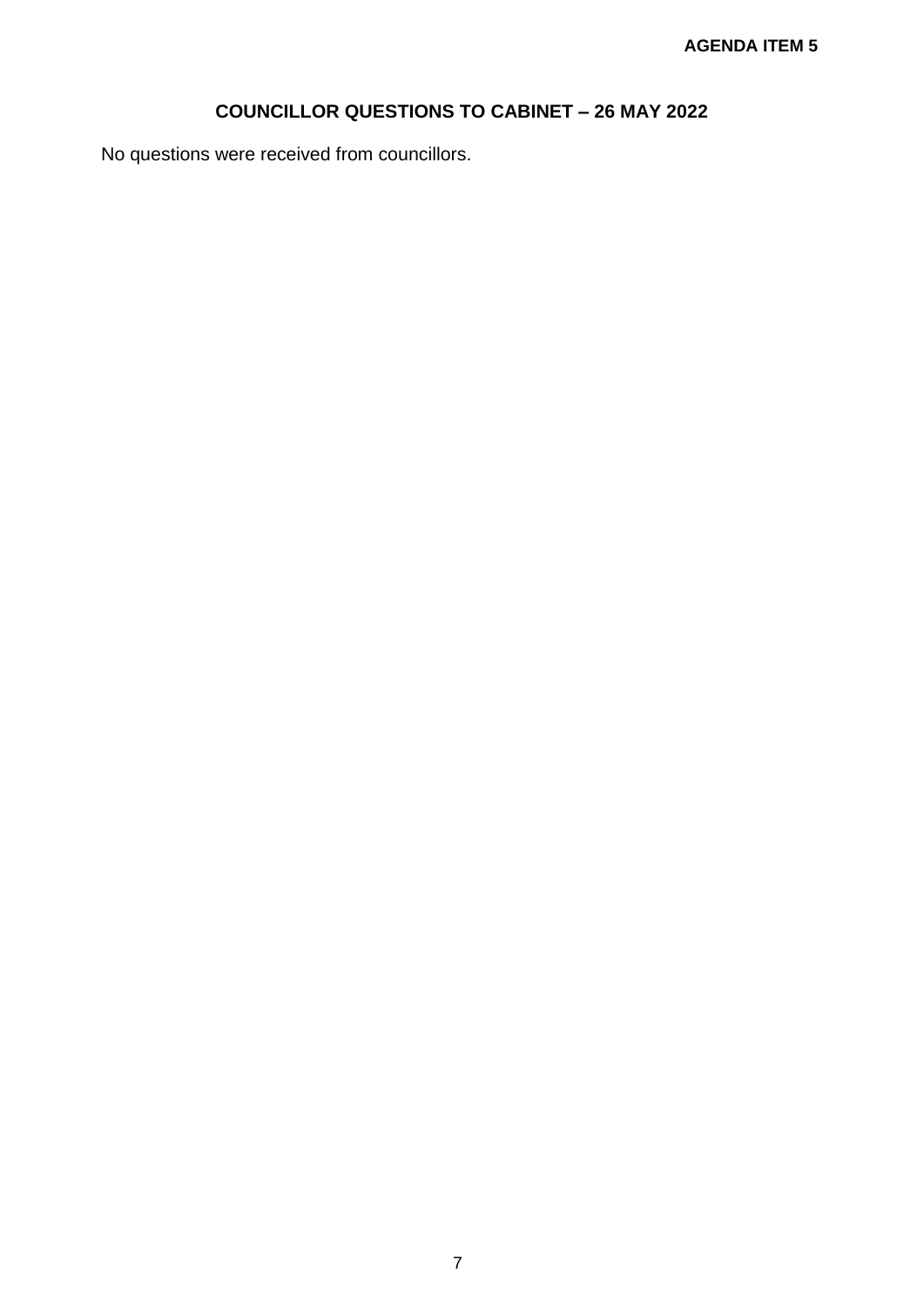**AGENDA ITEM 5**

# COUNCILLOR QUESTIONS TO CABINET – 26 MAY 2022

No questions were received from councillors.